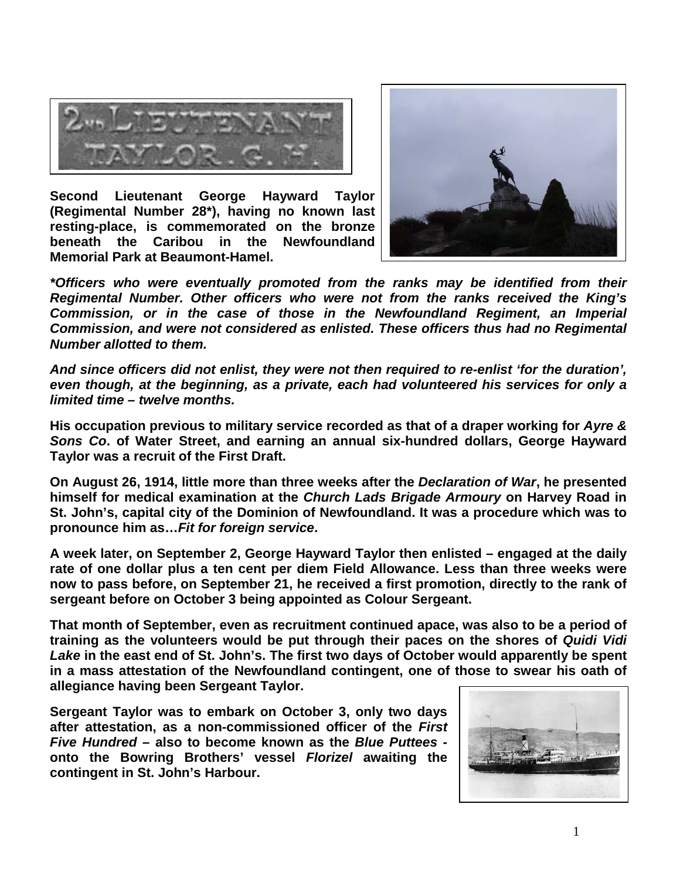**Second Lieutenant George Hayward Taylor (Regimental Number 28*), having no known last resting-place, is commemorated on the bronze beneath the Caribou in the Newfoundland Memorial Park at Beaumont-Hamel.**

***Officers who were eventually promoted from the ranks may be identified from their Regimental Number. Other officers who were not from the ranks received the King's Commission, or in the case of those in the Newfoundland Regiment, an Imperial Commission, and were not considered as enlisted. These officers thus had no Regimental Number allotted to them.***

***And since officers did not enlist, they were not then required to re-enlist 'for the duration', even though, at the beginning, as a private, each had volunteered his services for only a limited time – twelve months.***

**His occupation previous to military service recorded as that of a draper working for *Ayre & Sons Co*. of Water Street, and earning an annual six-hundred dollars, George Hayward Taylor was a recruit of the First Draft.**

**On August 26, 1914, little more than three weeks after the *Declaration of War*, he presented himself for medical examination at the *Church Lads Brigade Armoury* on Harvey Road in St. John's, capital city of the Dominion of Newfoundland. It was a procedure which was to pronounce him as…*Fit for foreign service*.**

**A week later, on September 2, George Hayward Taylor then enlisted – engaged at the daily rate of one dollar plus a ten cent per diem Field Allowance. Less than three weeks were now to pass before, on September 21, he received a first promotion, directly to the rank of sergeant before on October 3 being appointed as Colour Sergeant.**

**That month of September, even as recruitment continued apace, was also to be a period of training as the volunteers would be put through their paces on the shores of *Quidi Vidi Lake* in the east end of St. John's. The first two days of October would apparently be spent in a mass attestation of the Newfoundland contingent, one of those to swear his oath of allegiance having been Sergeant Taylor.**

**Sergeant Taylor was to embark on October 3, only two days after attestation, as a non-commissioned officer of the *First Five Hundred* – also to become known as the *Blue Puttees* - onto the Bowring Brothers' vessel *Florizel* awaiting the contingent in St. John's Harbour.**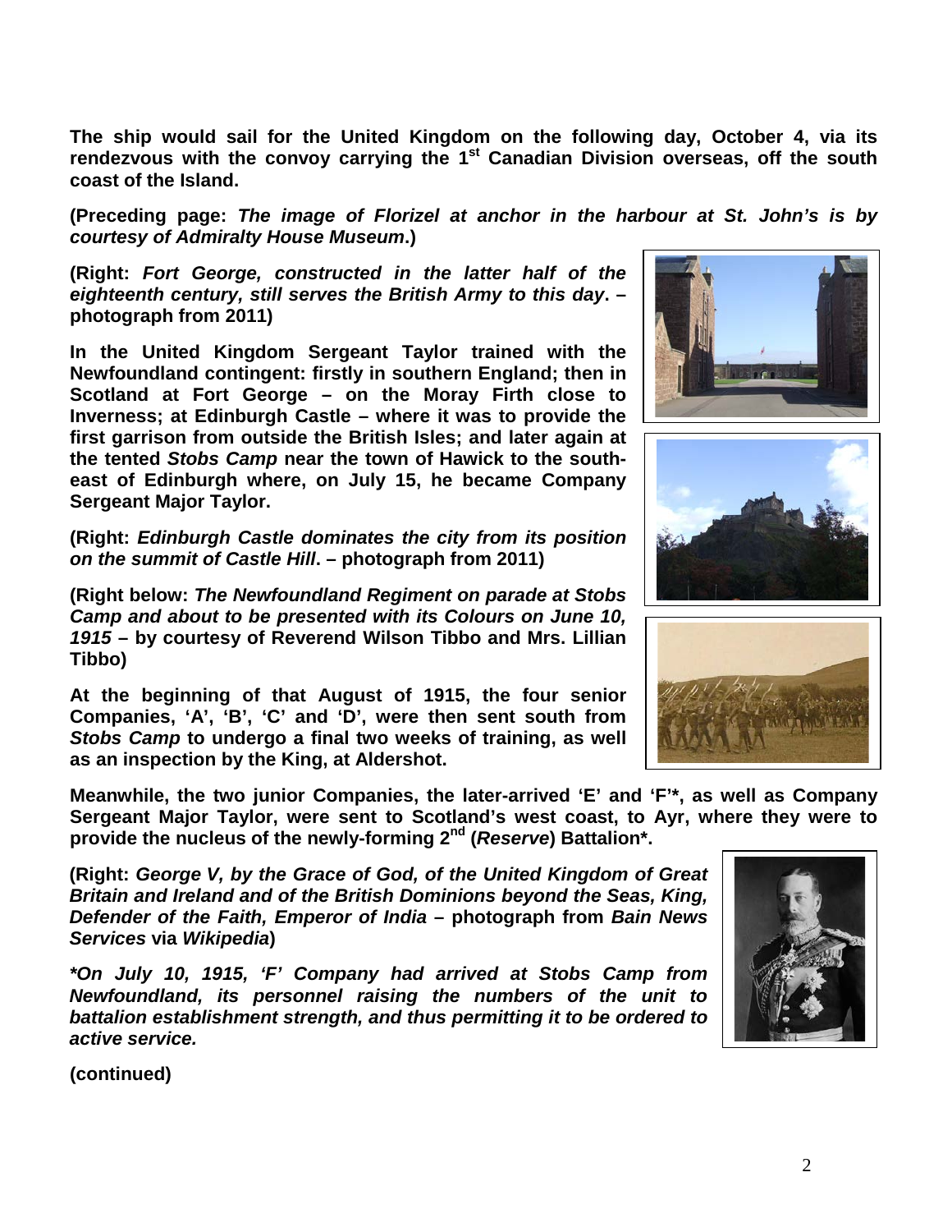**The ship would sail for the United Kingdom on the following day, October 4, via its rendezvous with the convoy carrying the 1st Canadian Division overseas, off the south coast of the Island.**

**(Preceding page: *The image of Florizel at anchor in the harbour at St. John's is by courtesy of Admiralty House Museum*.)**

**(Right: *Fort George, constructed in the latter half of the eighteenth century, still serves the British Army to this day*. – photograph from 2011)**

**In the United Kingdom Sergeant Taylor trained with the Newfoundland contingent: firstly in southern England; then in Scotland at Fort George – on the Moray Firth close to Inverness; at Edinburgh Castle – where it was to provide the first garrison from outside the British Isles; and later again at the tented *Stobs Camp* near the town of Hawick to the south-east of Edinburgh where, on July 15, he became Company Sergeant Major Taylor.**

**(Right: *Edinburgh Castle dominates the city from its position on the summit of Castle Hill*. – photograph from 2011)**

**(Right below: *The Newfoundland Regiment on parade at Stobs Camp and about to be presented with its Colours on June 10, 1915* – by courtesy of Reverend Wilson Tibbo and Mrs. Lillian Tibbo)**

**At the beginning of that August of 1915, the four senior Companies, 'A', 'B', 'C' and 'D', were then sent south from *Stobs Camp* to undergo a final two weeks of training, as well as an inspection by the King, at Aldershot.**

**Meanwhile, the two junior Companies, the later-arrived 'E' and 'F'*, as well as Company Sergeant Major Taylor, were sent to Scotland's west coast, to Ayr, where they were to provide the nucleus of the newly-forming 2nd (*Reserve*) Battalion*.**

**(Right: *George V, by the Grace of God, of the United Kingdom of Great Britain and Ireland and of the British Dominions beyond the Seas, King, Defender of the Faith, Emperor of India* – photograph from *Bain News Services* via *Wikipedia*)**

***\*On July 10, 1915, 'F' Company had arrived at Stobs Camp from Newfoundland, its personnel raising the numbers of the unit to battalion establishment strength, and thus permitting it to be ordered to active service.***

**(continued)**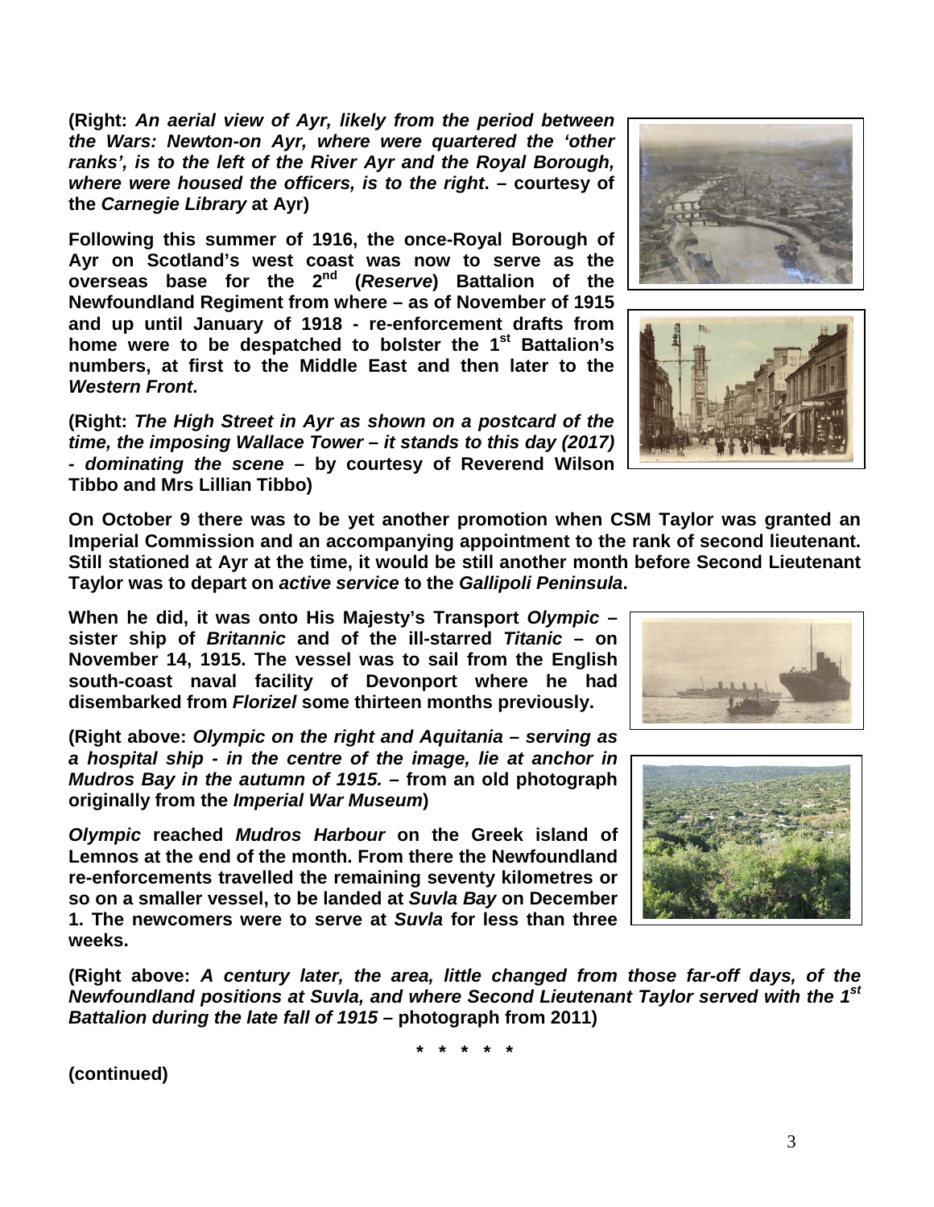**(Right: *An aerial view of Ayr, likely from the period between the Wars: Newton-on Ayr, where were quartered the 'other ranks', is to the left of the River Ayr and the Royal Borough, where were housed the officers, is to the right*. – courtesy of the *Carnegie Library* at Ayr)**

**Following this summer of 1916, the once-Royal Borough of Ayr on Scotland's west coast was now to serve as the overseas base for the 2nd (*Reserve*) Battalion of the Newfoundland Regiment from where – as of November of 1915 and up until January of 1918 - re-enforcement drafts from home were to be despatched to bolster the 1st Battalion's numbers, at first to the Middle East and then later to the *Western Front*.**

**(Right: *The High Street in Ayr as shown on a postcard of the time, the imposing Wallace Tower – it stands to this day (2017) - dominating the scene* – by courtesy of Reverend Wilson Tibbo and Mrs Lillian Tibbo)**

**On October 9 there was to be yet another promotion when CSM Taylor was granted an Imperial Commission and an accompanying appointment to the rank of second lieutenant. Still stationed at Ayr at the time, it would be still another month before Second Lieutenant Taylor was to depart on *active service* to the *Gallipoli Peninsula*.**

**When he did, it was onto His Majesty's Transport *Olympic* – sister ship of *Britannic* and of the ill-starred *Titanic* – on November 14, 1915. The vessel was to sail from the English south-coast naval facility of Devonport where he had disembarked from *Florizel* some thirteen months previously.**

**(Right above: *Olympic on the right and Aquitania – serving as a hospital ship - in the centre of the image, lie at anchor in Mudros Bay in the autumn of 1915.* – from an old photograph originally from the *Imperial War Museum*)**

***Olympic* reached *Mudros Harbour* on the Greek island of Lemnos at the end of the month. From there the Newfoundland re-enforcements travelled the remaining seventy kilometres or so on a smaller vessel, to be landed at *Suvla Bay* on December 1. The newcomers were to serve at *Suvla* for less than three weeks.**

**(Right above: *A century later, the area, little changed from those far-off days, of the Newfoundland positions at Suvla, and where Second Lieutenant Taylor served with the 1st Battalion during the late fall of 1915* – photograph from 2011)**

**\* \* \* \* \***

**(continued)**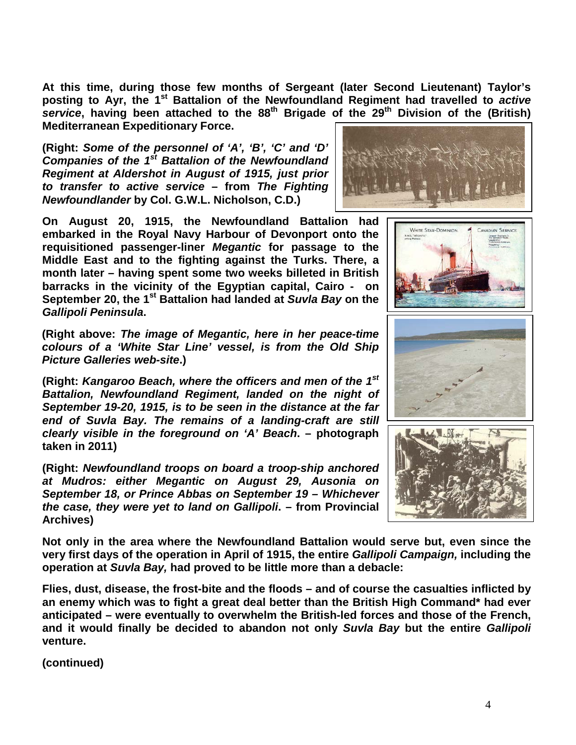**At this time, during those few months of Sergeant (later Second Lieutenant) Taylor's posting to Ayr, the 1st Battalion of the Newfoundland Regiment had travelled to *active service*, having been attached to the 88th Brigade of the 29th Division of the (British) Mediterranean Expeditionary Force.**

**(Right: *Some of the personnel of 'A', 'B', 'C' and 'D' Companies of the 1st Battalion of the Newfoundland Regiment at Aldershot in August of 1915, just prior to transfer to active service* – from *The Fighting Newfoundlander* by Col. G.W.L. Nicholson, C.D.)**

**On August 20, 1915, the Newfoundland Battalion had embarked in the Royal Navy Harbour of Devonport onto the requisitioned passenger-liner *Megantic* for passage to the Middle East and to the fighting against the Turks. There, a month later – having spent some two weeks billeted in British barracks in the vicinity of the Egyptian capital, Cairo - on September 20, the 1st Battalion had landed at *Suvla Bay* on the *Gallipoli Peninsula*.**

**(Right above: *The image of Megantic, here in her peace-time colours of a 'White Star Line' vessel, is from the Old Ship Picture Galleries web-site*.)**

**(Right: *Kangaroo Beach, where the officers and men of the 1st Battalion, Newfoundland Regiment, landed on the night of September 19-20, 1915, is to be seen in the distance at the far end of Suvla Bay. The remains of a landing-craft are still clearly visible in the foreground on 'A' Beach*. – photograph taken in 2011)**

**(Right: *Newfoundland troops on board a troop-ship anchored at Mudros: either Megantic on August 29, Ausonia on September 18, or Prince Abbas on September 19 – Whichever the case, they were yet to land on Gallipoli*. – from Provincial Archives)**

**Not only in the area where the Newfoundland Battalion would serve but, even since the very first days of the operation in April of 1915, the entire *Gallipoli Campaign,* including the operation at *Suvla Bay,* had proved to be little more than a debacle:**

**Flies, dust, disease, the frost-bite and the floods – and of course the casualties inflicted by an enemy which was to fight a great deal better than the British High Command* had ever anticipated – were eventually to overwhelm the British-led forces and those of the French, and it would finally be decided to abandon not only *Suvla Bay* but the entire *Gallipoli* venture.**

**(continued)**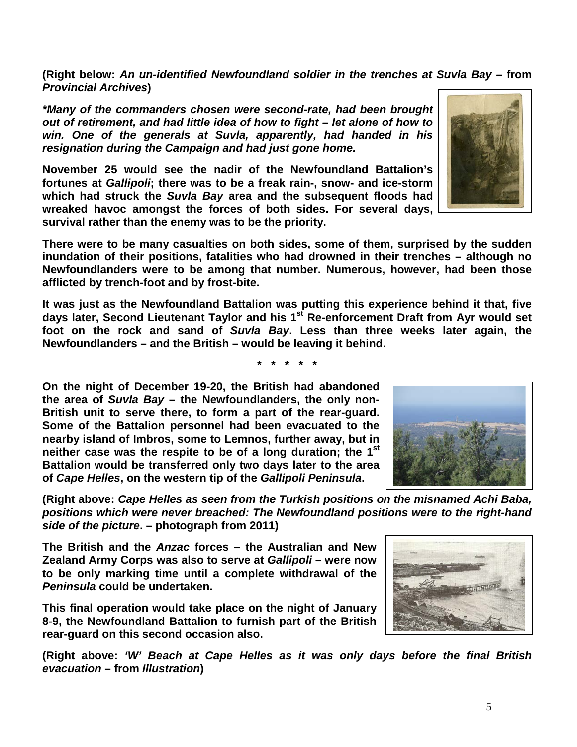**(Right below: *An un-identified Newfoundland soldier in the trenches at Suvla Bay* – from *Provincial Archives*)**

***\*Many of the commanders chosen were second-rate, had been brought out of retirement, and had little idea of how to fight – let alone of how to win. One of the generals at Suvla, apparently, had handed in his resignation during the Campaign and had just gone home.***

**November 25 would see the nadir of the Newfoundland Battalion's fortunes at *Gallipoli*; there was to be a freak rain-, snow- and ice-storm which had struck the *Suvla Bay* area and the subsequent floods had wreaked havoc amongst the forces of both sides. For several days, survival rather than the enemy was to be the priority.**

**There were to be many casualties on both sides, some of them, surprised by the sudden inundation of their positions, fatalities who had drowned in their trenches – although no Newfoundlanders were to be among that number. Numerous, however, had been those afflicted by trench-foot and by frost-bite.**

**It was just as the Newfoundland Battalion was putting this experience behind it that, five days later, Second Lieutenant Taylor and his 1st Re-enforcement Draft from Ayr would set foot on the rock and sand of *Suvla Bay*. Less than three weeks later again, the Newfoundlanders – and the British – would be leaving it behind.**

**\* \* \* \* \***

**On the night of December 19-20, the British had abandoned the area of *Suvla Bay* – the Newfoundlanders, the only non-British unit to serve there, to form a part of the rear-guard. Some of the Battalion personnel had been evacuated to the nearby island of Imbros, some to Lemnos, further away, but in neither case was the respite to be of a long duration; the 1st Battalion would be transferred only two days later to the area of *Cape Helles*, on the western tip of the *Gallipoli Peninsula*.**

**(Right above: *Cape Helles as seen from the Turkish positions on the misnamed Achi Baba, positions which were never breached: The Newfoundland positions were to the right-hand side of the picture*. – photograph from 2011)**

**The British and the *Anzac* forces – the Australian and New Zealand Army Corps was also to serve at *Gallipoli* – were now to be only marking time until a complete withdrawal of the *Peninsula* could be undertaken.**

**This final operation would take place on the night of January 8-9, the Newfoundland Battalion to furnish part of the British rear-guard on this second occasion also.**

**(Right above: *'W' Beach at Cape Helles as it was only days before the final British evacuation* – from *Illustration*)**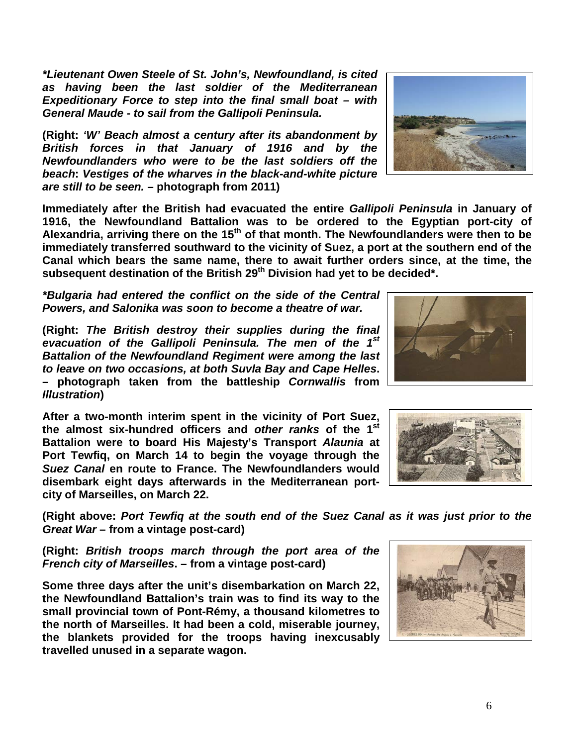***Lieutenant Owen Steele of St. John's, Newfoundland, is cited as having been the last soldier of the Mediterranean Expeditionary Force to step into the final small boat – with General Maude - to sail from the Gallipoli Peninsula.***

**(Right: *'W' Beach almost a century after its abandonment by British forces in that January of 1916 and by the Newfoundlanders who were to be the last soldiers off the beach*: *Vestiges of the wharves in the black-and-white picture are still to be seen.* – photograph from 2011)**

**Immediately after the British had evacuated the entire *Gallipoli Peninsula* in January of 1916, the Newfoundland Battalion was to be ordered to the Egyptian port-city of Alexandria, arriving there on the 15th of that month. The Newfoundlanders were then to be immediately transferred southward to the vicinity of Suez, a port at the southern end of the Canal which bears the same name, there to await further orders since, at the time, the subsequent destination of the British 29th Division had yet to be decided*.**

***\*Bulgaria had entered the conflict on the side of the Central Powers, and Salonika was soon to become a theatre of war.***

**(Right: *The British destroy their supplies during the final evacuation of the Gallipoli Peninsula. The men of the 1st Battalion of the Newfoundland Regiment were among the last to leave on two occasions, at both Suvla Bay and Cape Helles*. – photograph taken from the battleship *Cornwallis* from *Illustration*)**

**After a two-month interim spent in the vicinity of Port Suez, the almost six-hundred officers and *other ranks* of the 1st Battalion were to board His Majesty's Transport *Alaunia* at Port Tewfiq, on March 14 to begin the voyage through the *Suez Canal* en route to France. The Newfoundlanders would disembark eight days afterwards in the Mediterranean port-city of Marseilles, on March 22.**

**(Right above: *Port Tewfiq at the south end of the Suez Canal as it was just prior to the Great War* – from a vintage post-card)**

**(Right: *British troops march through the port area of the French city of Marseilles*. – from a vintage post-card)**

**Some three days after the unit's disembarkation on March 22, the Newfoundland Battalion's train was to find its way to the small provincial town of Pont-Rémy, a thousand kilometres to the north of Marseilles. It had been a cold, miserable journey, the blankets provided for the troops having inexcusably travelled unused in a separate wagon.**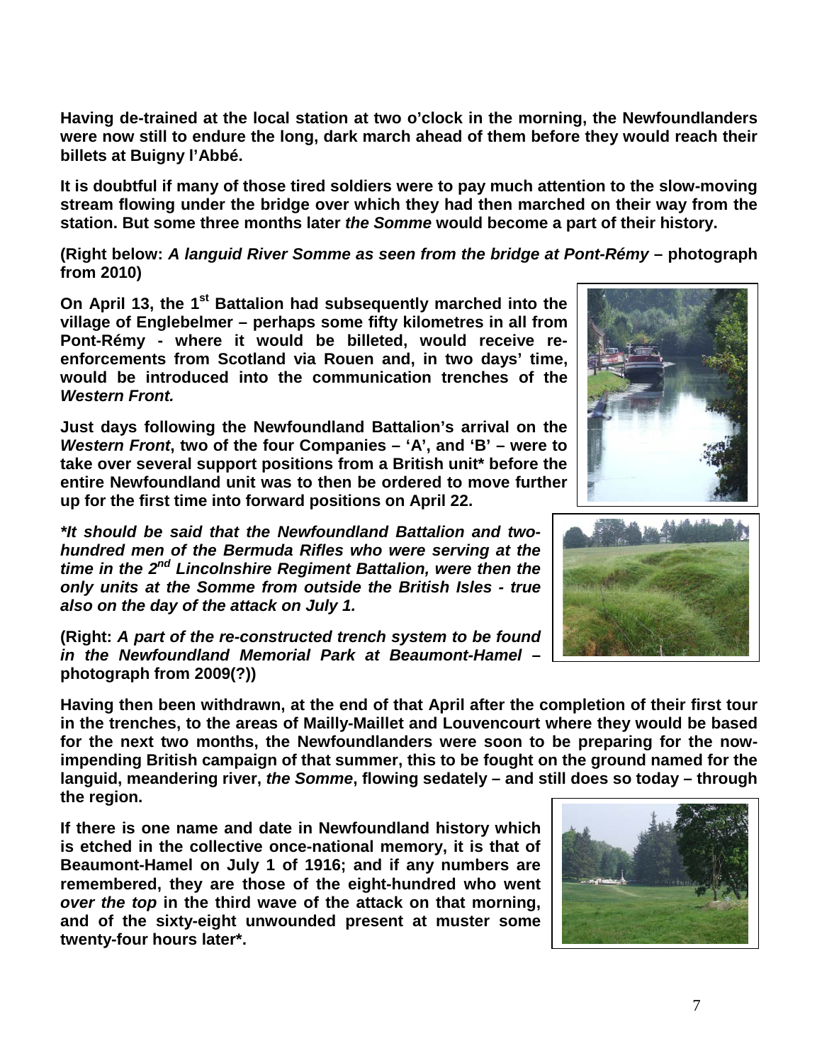**Having de-trained at the local station at two o'clock in the morning, the Newfoundlanders were now still to endure the long, dark march ahead of them before they would reach their billets at Buigny l'Abbé.**

**It is doubtful if many of those tired soldiers were to pay much attention to the slow-moving stream flowing under the bridge over which they had then marched on their way from the station. But some three months later *the Somme* would become a part of their history.**

**(Right below: *A languid River Somme as seen from the bridge at Pont-Rémy* – photograph from 2010)**

**On April 13, the 1st Battalion had subsequently marched into the village of Englebelmer – perhaps some fifty kilometres in all from Pont-Rémy - where it would be billeted, would receive re-enforcements from Scotland via Rouen and, in two days' time, would be introduced into the communication trenches of the *Western Front.***

**Just days following the Newfoundland Battalion's arrival on the *Western Front*, two of the four Companies – 'A', and 'B' – were to take over several support positions from a British unit\* before the entire Newfoundland unit was to then be ordered to move further up for the first time into forward positions on April 22.**

***\*It should be said that the Newfoundland Battalion and two-hundred men of the Bermuda Rifles who were serving at the time in the 2nd Lincolnshire Regiment Battalion, were then the only units at the Somme from outside the British Isles - true also on the day of the attack on July 1.***

**(Right: *A part of the re-constructed trench system to be found in the Newfoundland Memorial Park at Beaumont-Hamel* – photograph from 2009(?))**

**Having then been withdrawn, at the end of that April after the completion of their first tour in the trenches, to the areas of Mailly-Maillet and Louvencourt where they would be based for the next two months, the Newfoundlanders were soon to be preparing for the now-impending British campaign of that summer, this to be fought on the ground named for the languid, meandering river, *the Somme*, flowing sedately – and still does so today – through the region.**

**If there is one name and date in Newfoundland history which is etched in the collective once-national memory, it is that of Beaumont-Hamel on July 1 of 1916; and if any numbers are remembered, they are those of the eight-hundred who went *over the top* in the third wave of the attack on that morning, and of the sixty-eight unwounded present at muster some twenty-four hours later\*.**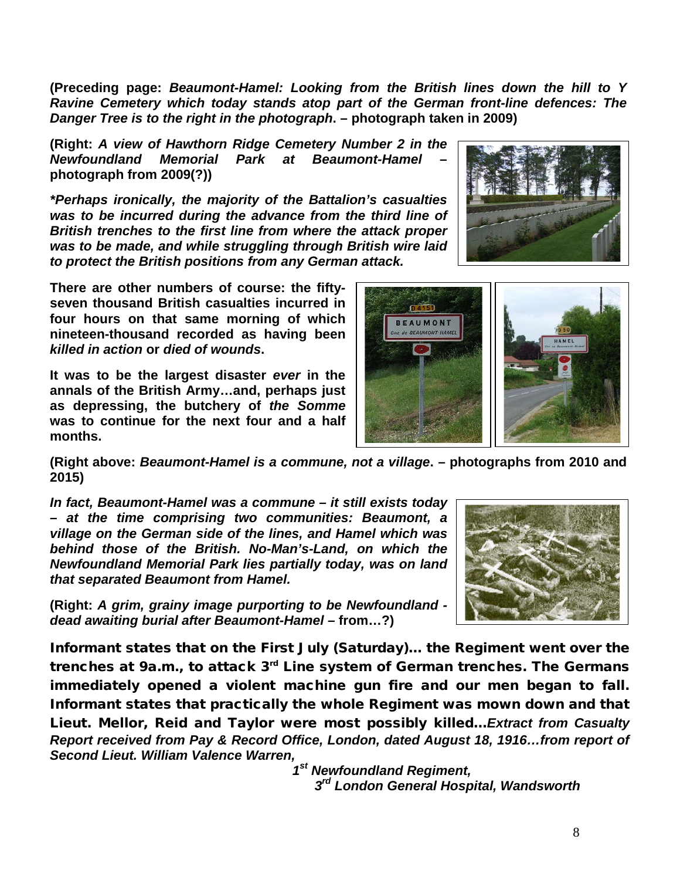**(Preceding page:** ***Beaumont-Hamel: Looking from the British lines down the hill to Y Ravine Cemetery which today stands atop part of the German front-line defences: The Danger Tree is to the right in the photograph*****. – photograph taken in 2009)**

**(Right:** ***A view of Hawthorn Ridge Cemetery Number 2 in the Newfoundland Memorial Park at Beaumont-Hamel*** **– photograph from 2009(?))**

***\*Perhaps ironically, the majority of the Battalion's casualties was to be incurred during the advance from the third line of British trenches to the first line from where the attack proper was to be made, and while struggling through British wire laid to protect the British positions from any German attack.***

**There are other numbers of course: the fifty-seven thousand British casualties incurred in four hours on that same morning of which nineteen-thousand recorded as having been** ***killed in action*** **or** ***died of wounds*****.**

**It was to be the largest disaster** ***ever*** **in the annals of the British Army…and, perhaps just as depressing, the butchery of** ***the Somme*** **was to continue for the next four and a half months.**

**(Right above:** ***Beaumont-Hamel is a commune, not a village*****. – photographs from 2010 and 2015)**

***In fact, Beaumont-Hamel was a commune – it still exists today – at the time comprising two communities: Beaumont, a village on the German side of the lines, and Hamel which was behind those of the British. No-Man's-Land, on which the Newfoundland Memorial Park lies partially today, was on land that separated Beaumont from Hamel.***

**(Right:** ***A grim, grainy image purporting to be Newfoundland - dead awaiting burial after Beaumont-Hamel*** **– from…?)**

**Informant states that on the First July (Saturday)… the Regiment went over the trenches at 9a.m., to attack 3rd Line system of German trenches. The Germans immediately opened a violent machine gun fire and our men began to fall. Informant states that practically the whole Regiment was mown down and that Lieut. Mellor, Reid and Taylor were most possibly killed…*****Extract from Casualty Report received from Pay & Record Office, London, dated August 18, 1916…from report of Second Lieut. William Valence Warren,***

***1st Newfoundland Regiment,***
***3rd London General Hospital, Wandsworth***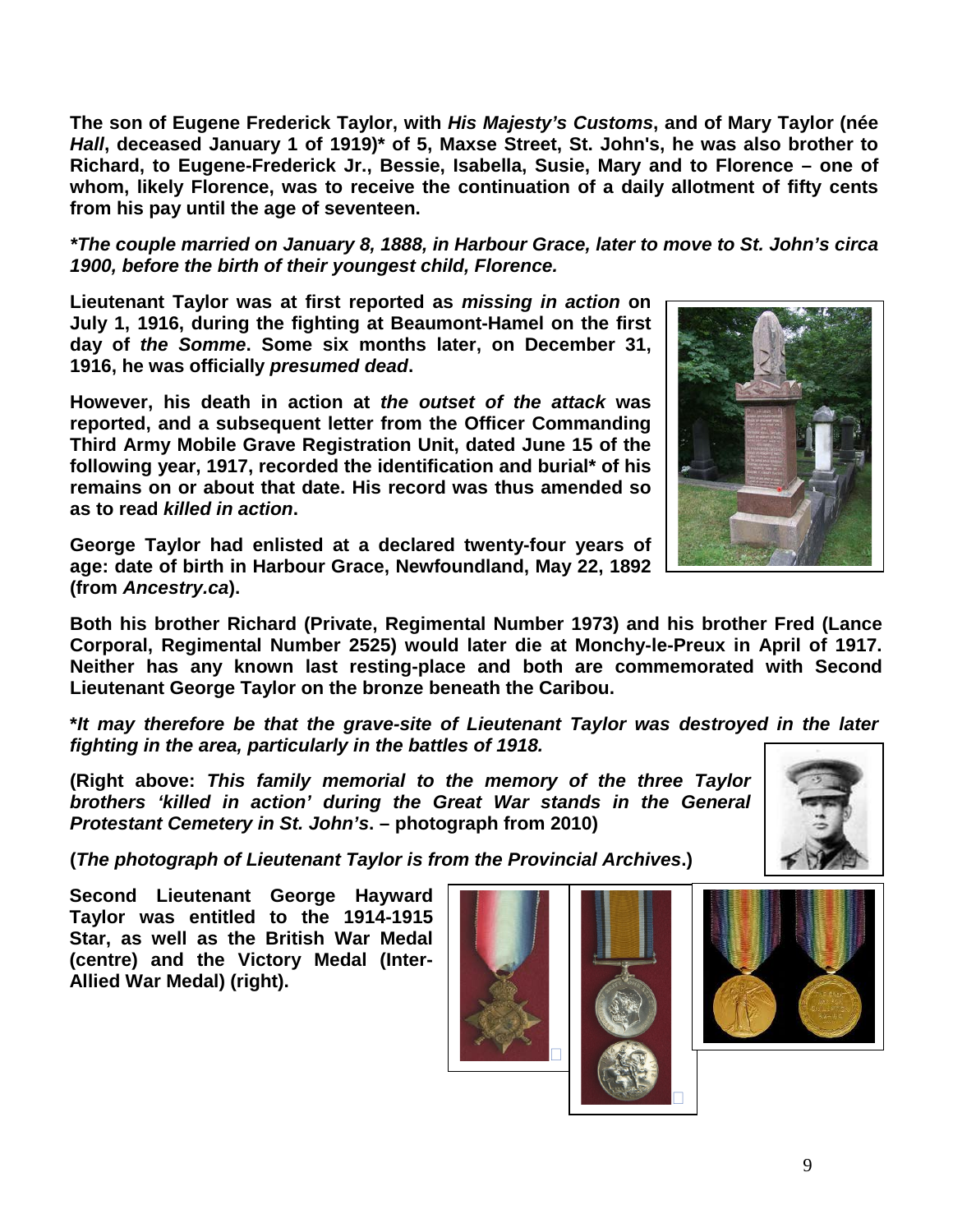**The son of Eugene Frederick Taylor, with *His Majesty's Customs*, and of Mary Taylor (née *Hall*, deceased January 1 of 1919)* of 5, Maxse Street, St. John's, he was also brother to Richard, to Eugene-Frederick Jr., Bessie, Isabella, Susie, Mary and to Florence – one of whom, likely Florence, was to receive the continuation of a daily allotment of fifty cents from his pay until the age of seventeen.**

***The couple married on January 8, 1888, in Harbour Grace, later to move to St. John's circa 1900, before the birth of their youngest child, Florence.***

**Lieutenant Taylor was at first reported as *missing in action* on July 1, 1916, during the fighting at Beaumont-Hamel on the first day of *the Somme*. Some six months later, on December 31, 1916, he was officially *presumed dead*.**

**However, his death in action at *the outset of the attack* was reported, and a subsequent letter from the Officer Commanding Third Army Mobile Grave Registration Unit, dated June 15 of the following year, 1917, recorded the identification and burial* of his remains on or about that date. His record was thus amended so as to read *killed in action*.**

**George Taylor had enlisted at a declared twenty-four years of age: date of birth in Harbour Grace, Newfoundland, May 22, 1892 (from *Ancestry.ca*).**

**Both his brother Richard (Private, Regimental Number 1973) and his brother Fred (Lance Corporal, Regimental Number 2525) would later die at Monchy-le-Preux in April of 1917. Neither has any known last resting-place and both are commemorated with Second Lieutenant George Taylor on the bronze beneath the Caribou.**

***It may therefore be that the grave-site of Lieutenant Taylor was destroyed in the later fighting in the area, particularly in the battles of 1918.***

**(Right above: *This family memorial to the memory of the three Taylor brothers 'killed in action' during the Great War stands in the General Protestant Cemetery in St. John's*. – photograph from 2010)**

**(*The photograph of Lieutenant Taylor is from the Provincial Archives*.)**

**Second Lieutenant George Hayward Taylor was entitled to the 1914-1915 Star, as well as the British War Medal (centre) and the Victory Medal (Inter-Allied War Medal) (right).**